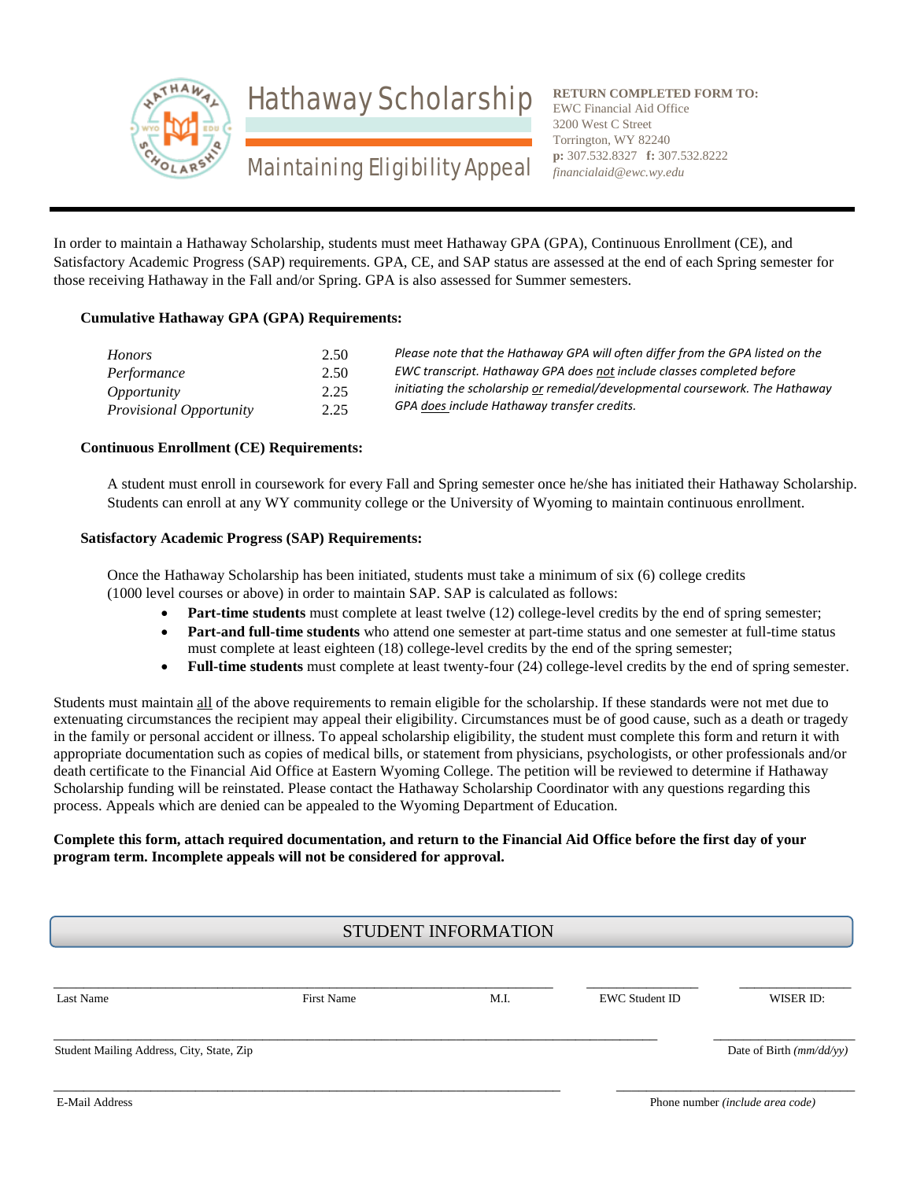# Hathaway Scholarship

## Maintaining Eligibility Appeal

**RETURN COMPLETED FORM TO:**
EWC Financial Aid Office
3200 West C Street
Torrington, WY 82240
**p:** 307.532.8327 **f:** 307.532.8222
*financialaid@ewc.wy.edu*

---

In order to maintain a Hathaway Scholarship, students must meet Hathaway GPA (GPA), Continuous Enrollment (CE), and Satisfactory Academic Progress (SAP) requirements. GPA, CE, and SAP status are assessed at the end of each Spring semester for those receiving Hathaway in the Fall and/or Spring. GPA is also assessed for Summer semesters.

### Cumulative Hathaway GPA (GPA) Requirements:

| | |
|---|---|
| *Honors* | 2.50 |
| *Performance* | 2.50 |
| *Opportunity* | 2.25 |
| *Provisional Opportunity* | 2.25 |

*Please note that the Hathaway GPA will often differ from the GPA listed on the EWC transcript. Hathaway GPA does not include classes completed before initiating the scholarship or remedial/developmental coursework. The Hathaway GPA does include Hathaway transfer credits.*

### Continuous Enrollment (CE) Requirements:

A student must enroll in coursework for every Fall and Spring semester once he/she has initiated their Hathaway Scholarship. Students can enroll at any WY community college or the University of Wyoming to maintain continuous enrollment.

### Satisfactory Academic Progress (SAP) Requirements:

Once the Hathaway Scholarship has been initiated, students must take a minimum of six (6) college credits (1000 level courses or above) in order to maintain SAP. SAP is calculated as follows:

- **Part-time students** must complete at least twelve (12) college-level credits by the end of spring semester;
- **Part-and full-time students** who attend one semester at part-time status and one semester at full-time status must complete at least eighteen (18) college-level credits by the end of the spring semester;
- **Full-time students** must complete at least twenty-four (24) college-level credits by the end of spring semester.

Students must maintain all of the above requirements to remain eligible for the scholarship. If these standards were not met due to extenuating circumstances the recipient may appeal their eligibility. Circumstances must be of good cause, such as a death or tragedy in the family or personal accident or illness. To appeal scholarship eligibility, the student must complete this form and return it with appropriate documentation such as copies of medical bills, or statement from physicians, psychologists, or other professionals and/or death certificate to the Financial Aid Office at Eastern Wyoming College. The petition will be reviewed to determine if Hathaway Scholarship funding will be reinstated. Please contact the Hathaway Scholarship Coordinator with any questions regarding this process. Appeals which are denied can be appealed to the Wyoming Department of Education.

**Complete this form, attach required documentation, and return to the Financial Aid Office before the first day of your program term. Incomplete appeals will not be considered for approval.**

## STUDENT INFORMATION

______________________________________________ ____________ ____________
Last Name First Name M.I. EWC Student ID WISER ID:

______________________________________________ ____________
Student Mailing Address, City, State, Zip Date of Birth *(mm/dd/yy)*

______________________________________________ ____________
E-Mail Address Phone number *(include area code)*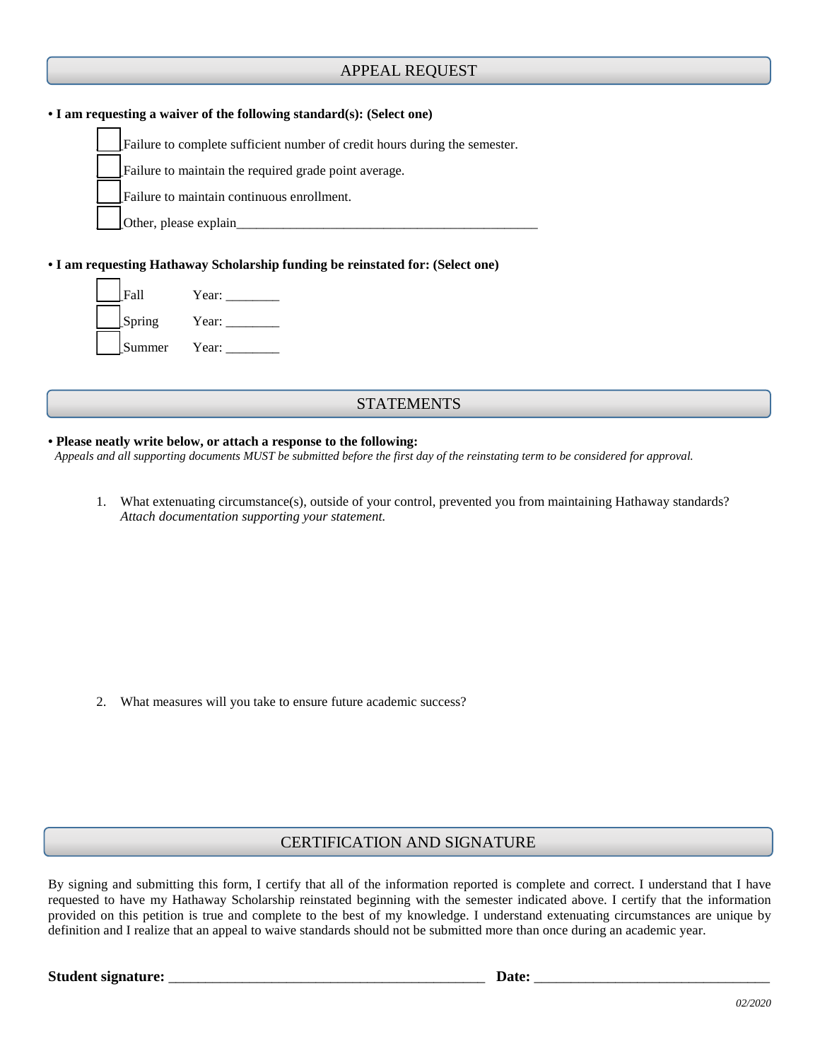## APPEAL REQUEST

**• I am requesting a waiver of the following standard(s): (Select one)**

- ☐ Failure to complete sufficient number of credit hours during the semester.
- ☐ Failure to maintain the required grade point average.
- ☐ Failure to maintain continuous enrollment.
- ☐ Other, please explain_____________________________________________

**• I am requesting Hathaway Scholarship funding be reinstated for: (Select one)**

- ☐ Fall Year: ________
- ☐ Spring Year: ________
- ☐ Summer Year: ________

## STATEMENTS

**• Please neatly write below, or attach a response to the following:**

*Appeals and all supporting documents MUST be submitted before the first day of the reinstating term to be considered for approval.*

1. What extenuating circumstance(s), outside of your control, prevented you from maintaining Hathaway standards? *Attach documentation supporting your statement.*

2. What measures will you take to ensure future academic success?

## CERTIFICATION AND SIGNATURE

By signing and submitting this form, I certify that all of the information reported is complete and correct. I understand that I have requested to have my Hathaway Scholarship reinstated beginning with the semester indicated above. I certify that the information provided on this petition is true and complete to the best of my knowledge. I understand extenuating circumstances are unique by definition and I realize that an appeal to waive standards should not be submitted more than once during an academic year.

**Student signature:** _____________________________________________ **Date:** ________________________________

*02/2020*